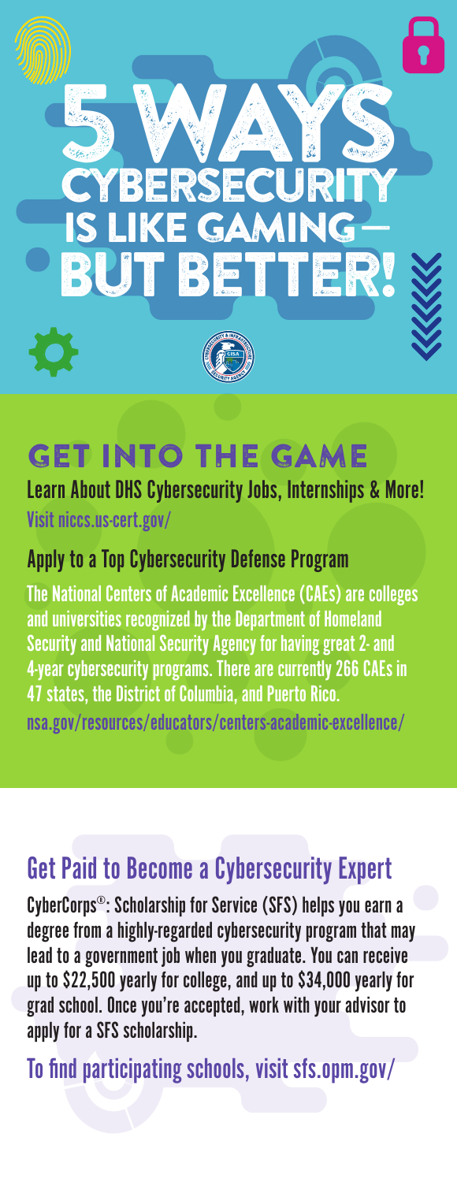# 5 WAYS CYBERSECURITY IS LIKE GAMING — BUT BETTER!

## GET INTO THE GAME

### Learn About DHS Cybersecurity Jobs, Internships & More!

Visit niccs.us-cert.gov/

### Apply to a Top Cybersecurity Defense Program

The National Centers of Academic Excellence (CAEs) are colleges and universities recognized by the Department of Homeland Security and National Security Agency for having great 2- and 4-year cybersecurity programs. There are currently 266 CAEs in 47 states, the District of Columbia, and Puerto Rico.

nsa.gov/resources/educators/centers-academic-excellence/

## Get Paid to Become a Cybersecurity Expert

CyberCorps®: Scholarship for Service (SFS) helps you earn a degree from a highly-regarded cybersecurity program that may lead to a government job when you graduate. You can receive up to $22,500 yearly for college, and up to $34,000 yearly for grad school. Once you're accepted, work with your advisor to apply for a SFS scholarship.

To find participating schools, visit sfs.opm.gov/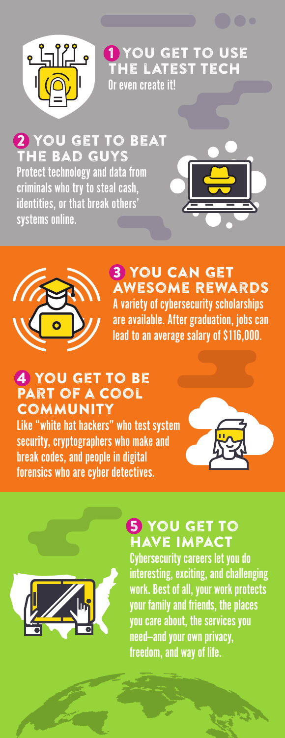## 1 YOU GET TO USE THE LATEST TECH

Or even create it!

## 2 YOU GET TO BEAT THE BAD GUYS

Protect technology and data from criminals who try to steal cash, identities, or that break others' systems online.

## 3 YOU CAN GET AWESOME REWARDS

A variety of cybersecurity scholarships are available. After graduation, jobs can lead to an average salary of $116,000.

## 4 YOU GET TO BE PART OF A COOL COMMUNITY

Like "white hat hackers" who test system security, cryptographers who make and break codes, and people in digital forensics who are cyber detectives.

## 5 YOU GET TO HAVE IMPACT

Cybersecurity careers let you do interesting, exciting, and challenging work. Best of all, your work protects your family and friends, the places you care about, the services you need–and your own privacy, freedom, and way of life.